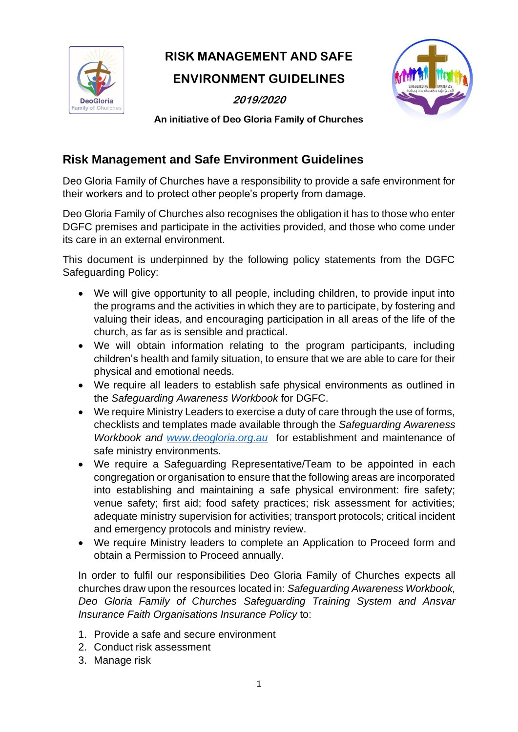# RISK MANAGEMENT AND SAFE ENVIRONMENT GUIDELINES

***2019/2020***

**An initiative of Deo Gloria Family of Churches**

## Risk Management and Safe Environment Guidelines

Deo Gloria Family of Churches have a responsibility to provide a safe environment for their workers and to protect other people's property from damage.

Deo Gloria Family of Churches also recognises the obligation it has to those who enter DGFC premises and participate in the activities provided, and those who come under its care in an external environment.

This document is underpinned by the following policy statements from the DGFC Safeguarding Policy:

- We will give opportunity to all people, including children, to provide input into the programs and the activities in which they are to participate, by fostering and valuing their ideas, and encouraging participation in all areas of the life of the church, as far as is sensible and practical.
- We will obtain information relating to the program participants, including children's health and family situation, to ensure that we are able to care for their physical and emotional needs.
- We require all leaders to establish safe physical environments as outlined in the *Safeguarding Awareness Workbook* for DGFC.
- We require Ministry Leaders to exercise a duty of care through the use of forms, checklists and templates made available through the *Safeguarding Awareness Workbook and [www.deogloria.org.au](http://www.deogloria.org.au)* for establishment and maintenance of safe ministry environments.
- We require a Safeguarding Representative/Team to be appointed in each congregation or organisation to ensure that the following areas are incorporated into establishing and maintaining a safe physical environment: fire safety; venue safety; first aid; food safety practices; risk assessment for activities; adequate ministry supervision for activities; transport protocols; critical incident and emergency protocols and ministry review.
- We require Ministry leaders to complete an Application to Proceed form and obtain a Permission to Proceed annually.

In order to fulfil our responsibilities Deo Gloria Family of Churches expects all churches draw upon the resources located in: *Safeguarding Awareness Workbook, Deo Gloria Family of Churches Safeguarding Training System and Ansvar Insurance Faith Organisations Insurance Policy* to:

1. Provide a safe and secure environment
2. Conduct risk assessment
3. Manage risk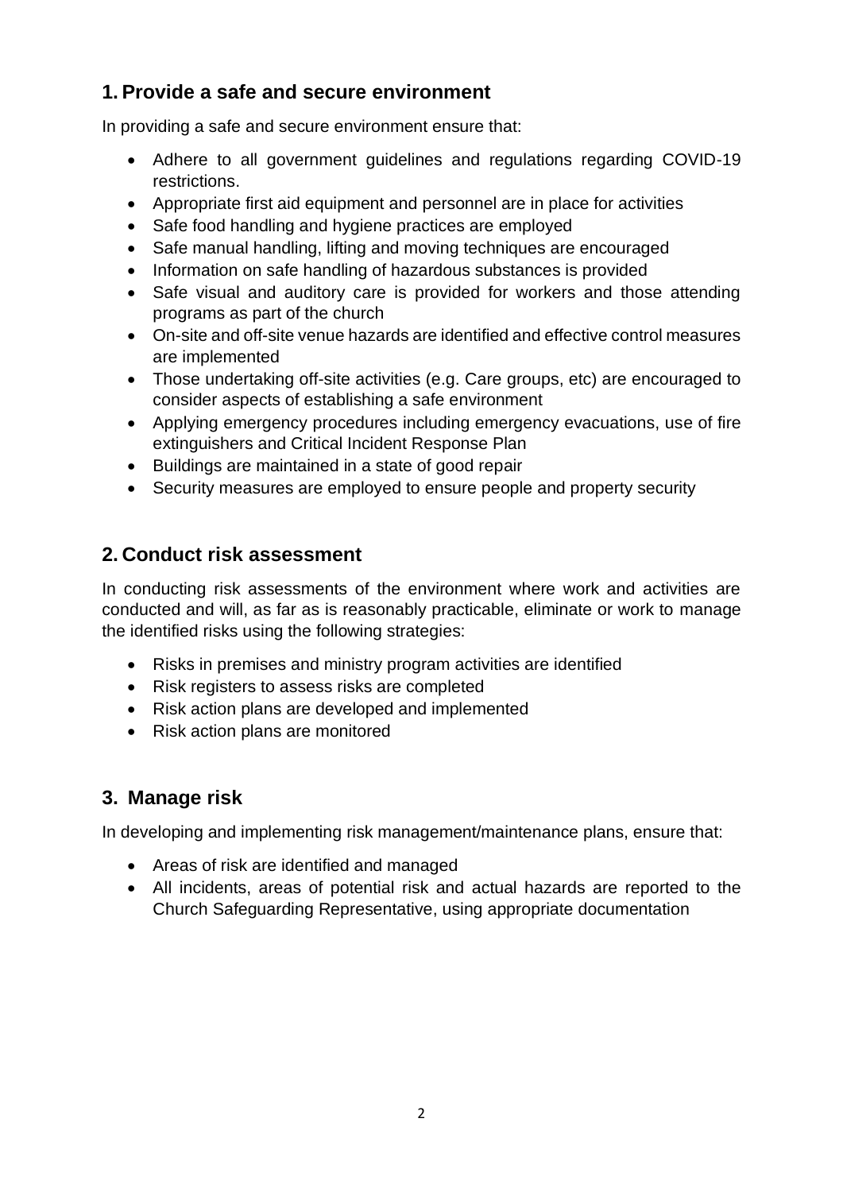## 1. Provide a safe and secure environment

In providing a safe and secure environment ensure that:

- Adhere to all government guidelines and regulations regarding COVID-19 restrictions.
- Appropriate first aid equipment and personnel are in place for activities
- Safe food handling and hygiene practices are employed
- Safe manual handling, lifting and moving techniques are encouraged
- Information on safe handling of hazardous substances is provided
- Safe visual and auditory care is provided for workers and those attending programs as part of the church
- On-site and off-site venue hazards are identified and effective control measures are implemented
- Those undertaking off-site activities (e.g. Care groups, etc) are encouraged to consider aspects of establishing a safe environment
- Applying emergency procedures including emergency evacuations, use of fire extinguishers and Critical Incident Response Plan
- Buildings are maintained in a state of good repair
- Security measures are employed to ensure people and property security

## 2. Conduct risk assessment

In conducting risk assessments of the environment where work and activities are conducted and will, as far as is reasonably practicable, eliminate or work to manage the identified risks using the following strategies:

- Risks in premises and ministry program activities are identified
- Risk registers to assess risks are completed
- Risk action plans are developed and implemented
- Risk action plans are monitored

## 3. Manage risk

In developing and implementing risk management/maintenance plans, ensure that:

- Areas of risk are identified and managed
- All incidents, areas of potential risk and actual hazards are reported to the Church Safeguarding Representative, using appropriate documentation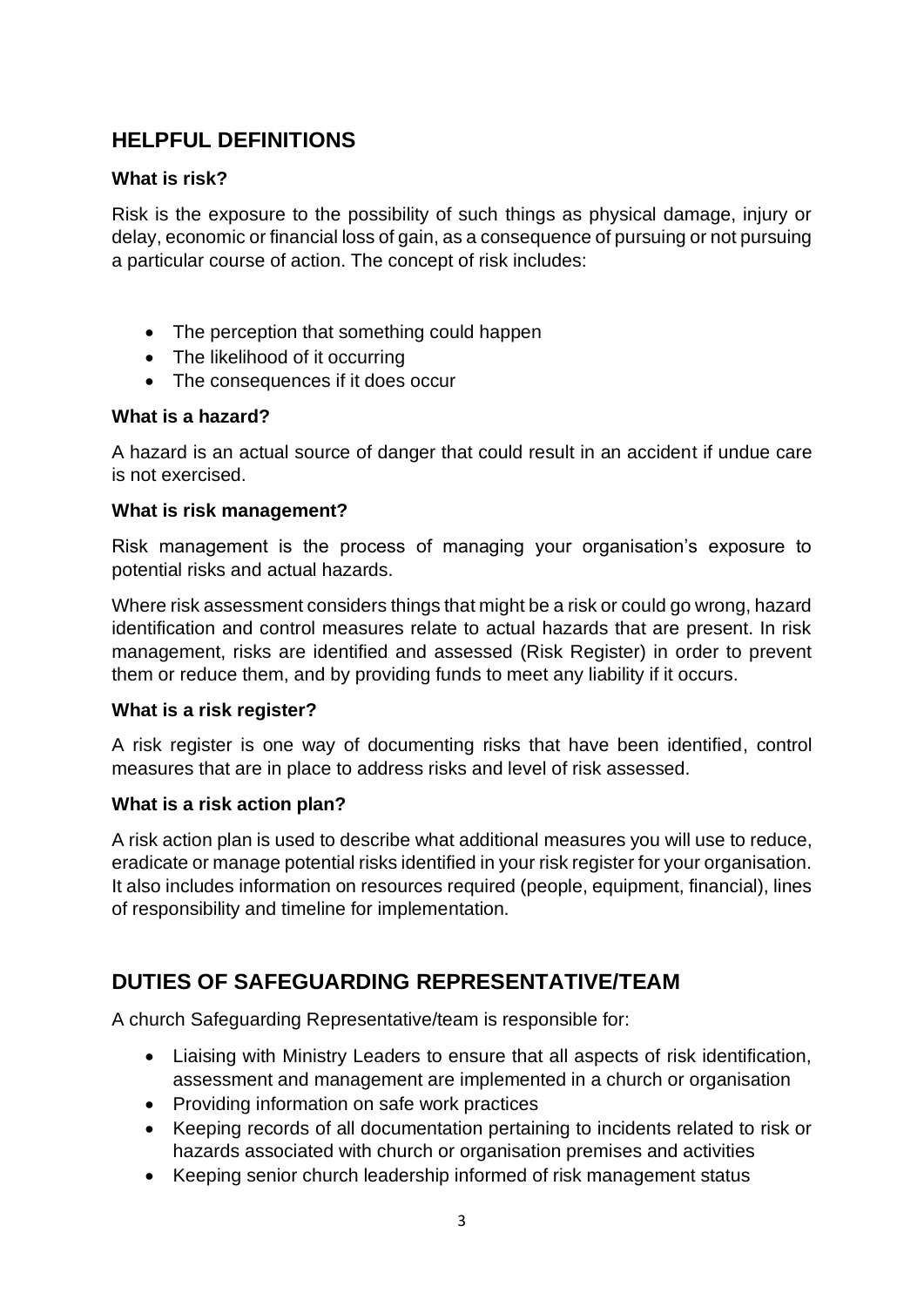## HELPFUL DEFINITIONS

### What is risk?

Risk is the exposure to the possibility of such things as physical damage, injury or delay, economic or financial loss of gain, as a consequence of pursuing or not pursuing a particular course of action. The concept of risk includes:

- The perception that something could happen
- The likelihood of it occurring
- The consequences if it does occur

### What is a hazard?

A hazard is an actual source of danger that could result in an accident if undue care is not exercised.

### What is risk management?

Risk management is the process of managing your organisation's exposure to potential risks and actual hazards.

Where risk assessment considers things that might be a risk or could go wrong, hazard identification and control measures relate to actual hazards that are present. In risk management, risks are identified and assessed (Risk Register) in order to prevent them or reduce them, and by providing funds to meet any liability if it occurs.

### What is a risk register?

A risk register is one way of documenting risks that have been identified, control measures that are in place to address risks and level of risk assessed.

### What is a risk action plan?

A risk action plan is used to describe what additional measures you will use to reduce, eradicate or manage potential risks identified in your risk register for your organisation. It also includes information on resources required (people, equipment, financial), lines of responsibility and timeline for implementation.

## DUTIES OF SAFEGUARDING REPRESENTATIVE/TEAM

A church Safeguarding Representative/team is responsible for:

- Liaising with Ministry Leaders to ensure that all aspects of risk identification, assessment and management are implemented in a church or organisation
- Providing information on safe work practices
- Keeping records of all documentation pertaining to incidents related to risk or hazards associated with church or organisation premises and activities
- Keeping senior church leadership informed of risk management status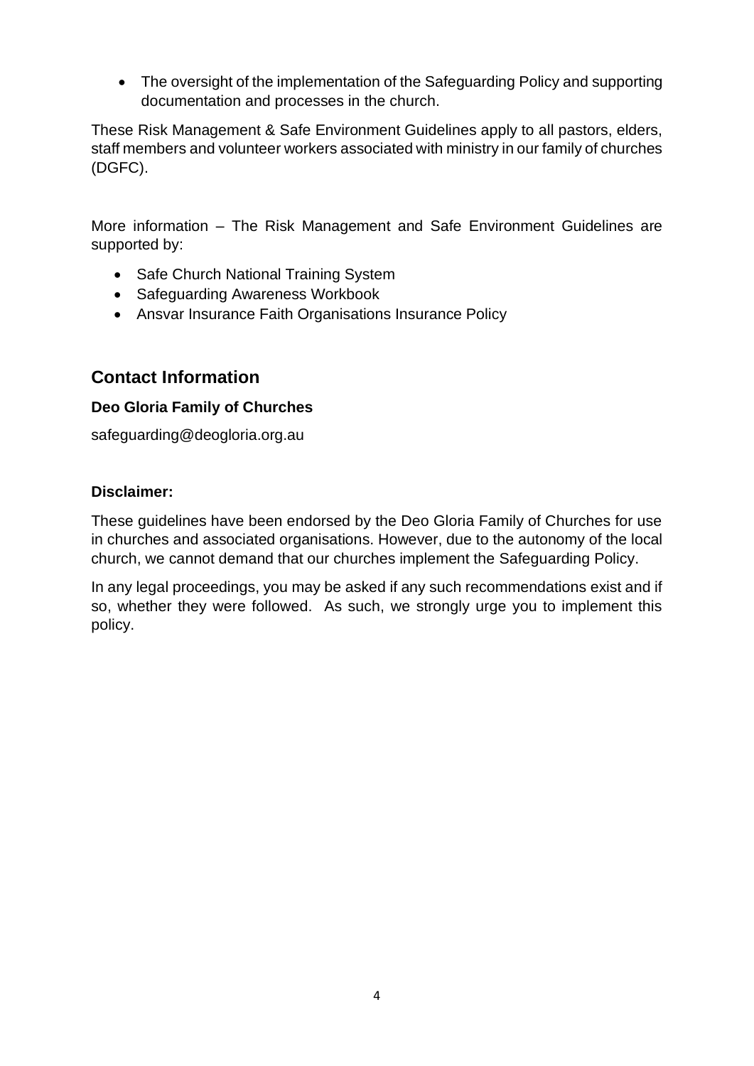- The oversight of the implementation of the Safeguarding Policy and supporting documentation and processes in the church.

These Risk Management & Safe Environment Guidelines apply to all pastors, elders, staff members and volunteer workers associated with ministry in our family of churches (DGFC).

More information – The Risk Management and Safe Environment Guidelines are supported by:

- Safe Church National Training System
- Safeguarding Awareness Workbook
- Ansvar Insurance Faith Organisations Insurance Policy

## Contact Information

**Deo Gloria Family of Churches**

safeguarding@deogloria.org.au

**Disclaimer:**

These guidelines have been endorsed by the Deo Gloria Family of Churches for use in churches and associated organisations. However, due to the autonomy of the local church, we cannot demand that our churches implement the Safeguarding Policy.

In any legal proceedings, you may be asked if any such recommendations exist and if so, whether they were followed. As such, we strongly urge you to implement this policy.